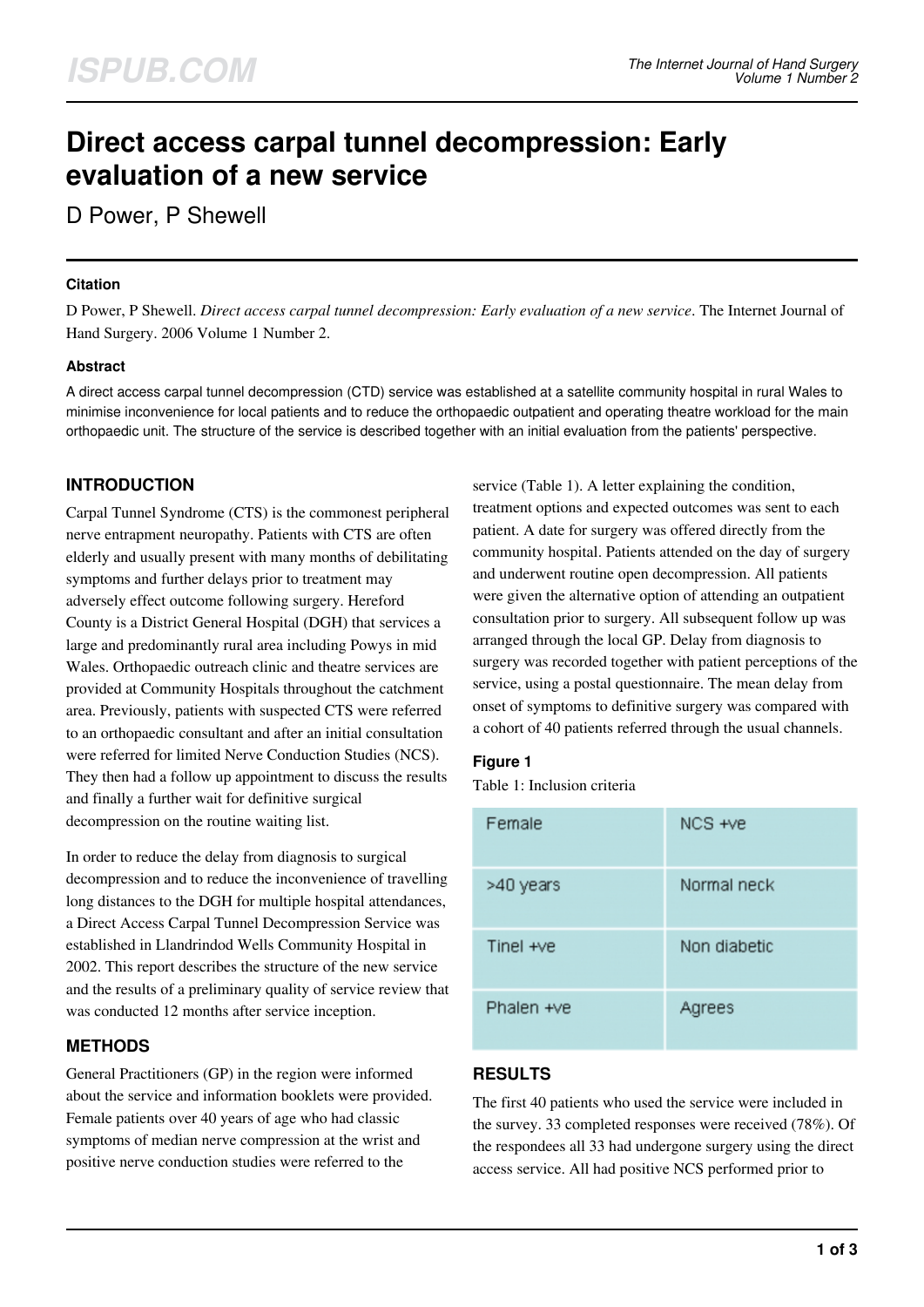# Direct access carpal tunnel decompression: Early evaluation of a new service

D Power, P Shewell

### Citation

D Power, P Shewell. *Direct access carpal tunnel decompression: Early evaluation of a new service*. The Internet Journal of Hand Surgery. 2006 Volume 1 Number 2.

### Abstract

A direct access carpal tunnel decompression (CTD) service was established at a satellite community hospital in rural Wales to minimise inconvenience for local patients and to reduce the orthopaedic outpatient and operating theatre workload for the main orthopaedic unit. The structure of the service is described together with an initial evaluation from the patients' perspective.

## INTRODUCTION

Carpal Tunnel Syndrome (CTS) is the commonest peripheral nerve entrapment neuropathy. Patients with CTS are often elderly and usually present with many months of debilitating symptoms and further delays prior to treatment may adversely effect outcome following surgery. Hereford County is a District General Hospital (DGH) that services a large and predominantly rural area including Powys in mid Wales. Orthopaedic outreach clinic and theatre services are provided at Community Hospitals throughout the catchment area. Previously, patients with suspected CTS were referred to an orthopaedic consultant and after an initial consultation were referred for limited Nerve Conduction Studies (NCS). They then had a follow up appointment to discuss the results and finally a further wait for definitive surgical decompression on the routine waiting list.

In order to reduce the delay from diagnosis to surgical decompression and to reduce the inconvenience of travelling long distances to the DGH for multiple hospital attendances, a Direct Access Carpal Tunnel Decompression Service was established in Llandrindod Wells Community Hospital in 2002. This report describes the structure of the new service and the results of a preliminary quality of service review that was conducted 12 months after service inception.

## METHODS

General Practitioners (GP) in the region were informed about the service and information booklets were provided. Female patients over 40 years of age who had classic symptoms of median nerve compression at the wrist and positive nerve conduction studies were referred to the service (Table 1). A letter explaining the condition, treatment options and expected outcomes was sent to each patient. A date for surgery was offered directly from the community hospital. Patients attended on the day of surgery and underwent routine open decompression. All patients were given the alternative option of attending an outpatient consultation prior to surgery. All subsequent follow up was arranged through the local GP. Delay from diagnosis to surgery was recorded together with patient perceptions of the service, using a postal questionnaire. The mean delay from onset of symptoms to definitive surgery was compared with a cohort of 40 patients referred through the usual channels.

### Figure 1

Table 1: Inclusion criteria

| | |
|---|---|
| Female | NCS +ve |
| >40 years | Normal neck |
| Tinel +ve | Non diabetic |
| Phalen +ve | Agrees |

## RESULTS

The first 40 patients who used the service were included in the survey. 33 completed responses were received (78%). Of the respondees all 33 had undergone surgery using the direct access service. All had positive NCS performed prior to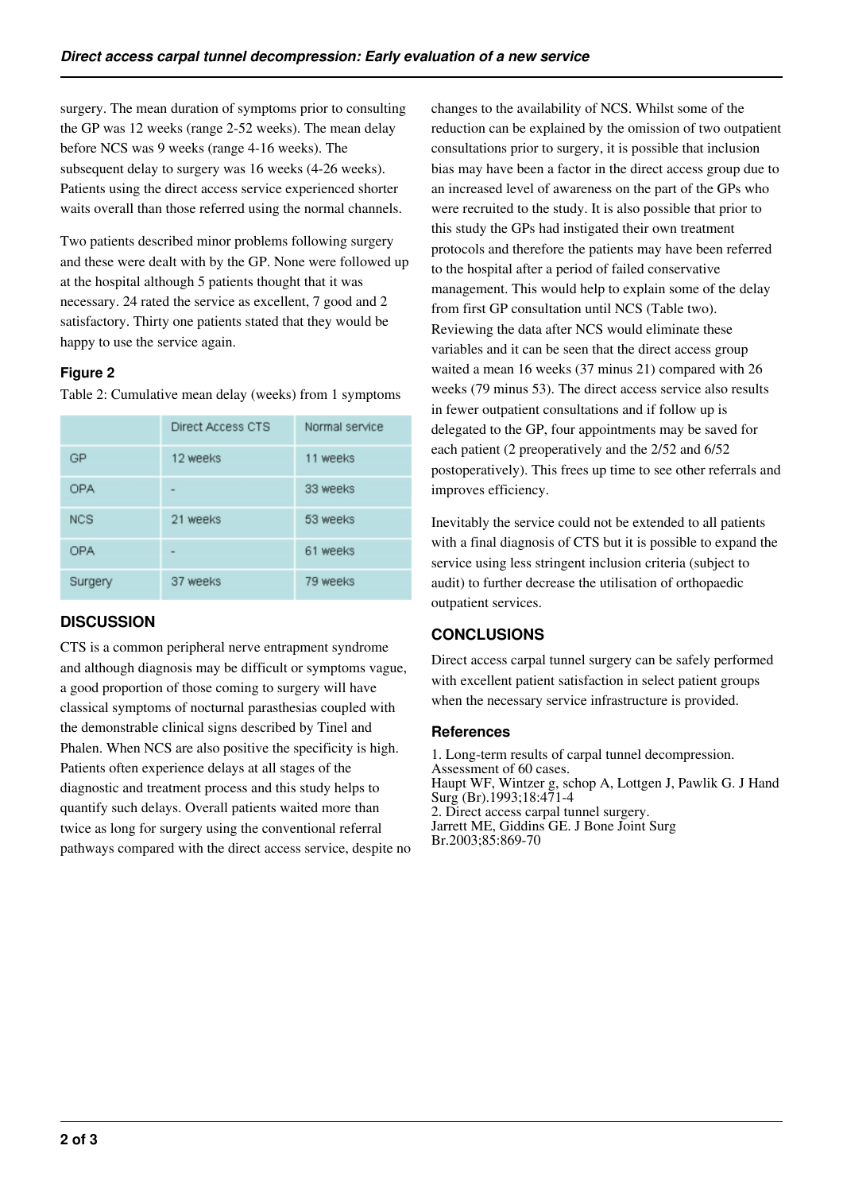surgery. The mean duration of symptoms prior to consulting the GP was 12 weeks (range 2-52 weeks). The mean delay before NCS was 9 weeks (range 4-16 weeks). The subsequent delay to surgery was 16 weeks (4-26 weeks). Patients using the direct access service experienced shorter waits overall than those referred using the normal channels.

Two patients described minor problems following surgery and these were dealt with by the GP. None were followed up at the hospital although 5 patients thought that it was necessary. 24 rated the service as excellent, 7 good and 2 satisfactory. Thirty one patients stated that they would be happy to use the service again.

### Figure 2

Table 2: Cumulative mean delay (weeks) from 1 symptoms

| | Direct Access CTS | Normal service |
|---|---|---|
| GP | 12 weeks | 11 weeks |
| OPA | - | 33 weeks |
| NCS | 21 weeks | 53 weeks |
| OPA | - | 61 weeks |
| Surgery | 37 weeks | 79 weeks |

## DISCUSSION

CTS is a common peripheral nerve entrapment syndrome and although diagnosis may be difficult or symptoms vague, a good proportion of those coming to surgery will have classical symptoms of nocturnal parasthesias coupled with the demonstrable clinical signs described by Tinel and Phalen. When NCS are also positive the specificity is high. Patients often experience delays at all stages of the diagnostic and treatment process and this study helps to quantify such delays. Overall patients waited more than twice as long for surgery using the conventional referral pathways compared with the direct access service, despite no changes to the availability of NCS. Whilst some of the reduction can be explained by the omission of two outpatient consultations prior to surgery, it is possible that inclusion bias may have been a factor in the direct access group due to an increased level of awareness on the part of the GPs who were recruited to the study. It is also possible that prior to this study the GPs had instigated their own treatment protocols and therefore the patients may have been referred to the hospital after a period of failed conservative management. This would help to explain some of the delay from first GP consultation until NCS (Table two). Reviewing the data after NCS would eliminate these variables and it can be seen that the direct access group waited a mean 16 weeks (37 minus 21) compared with 26 weeks (79 minus 53). The direct access service also results in fewer outpatient consultations and if follow up is delegated to the GP, four appointments may be saved for each patient (2 preoperatively and the 2/52 and 6/52 postoperatively). This frees up time to see other referrals and improves efficiency.

Inevitably the service could not be extended to all patients with a final diagnosis of CTS but it is possible to expand the service using less stringent inclusion criteria (subject to audit) to further decrease the utilisation of orthopaedic outpatient services.

## CONCLUSIONS

Direct access carpal tunnel surgery can be safely performed with excellent patient satisfaction in select patient groups when the necessary service infrastructure is provided.

### References

1. Long-term results of carpal tunnel decompression. Assessment of 60 cases. Haupt WF, Wintzer g, schop A, Lottgen J, Pawlik G. J Hand Surg (Br).1993;18:471-4
2. Direct access carpal tunnel surgery. Jarrett ME, Giddins GE. J Bone Joint Surg Br.2003;85:869-70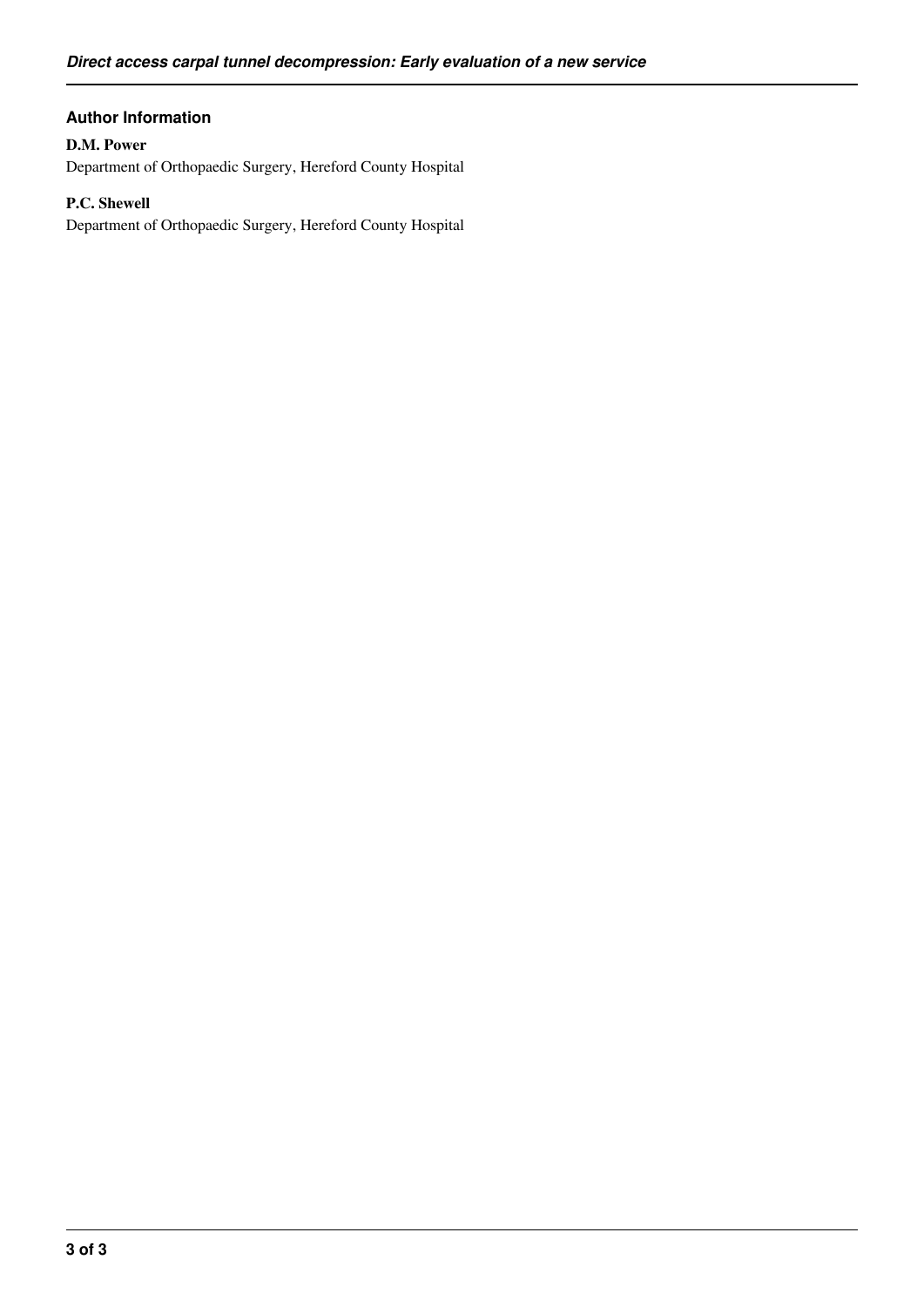## Author Information

**D.M. Power**
Department of Orthopaedic Surgery, Hereford County Hospital

**P.C. Shewell**
Department of Orthopaedic Surgery, Hereford County Hospital